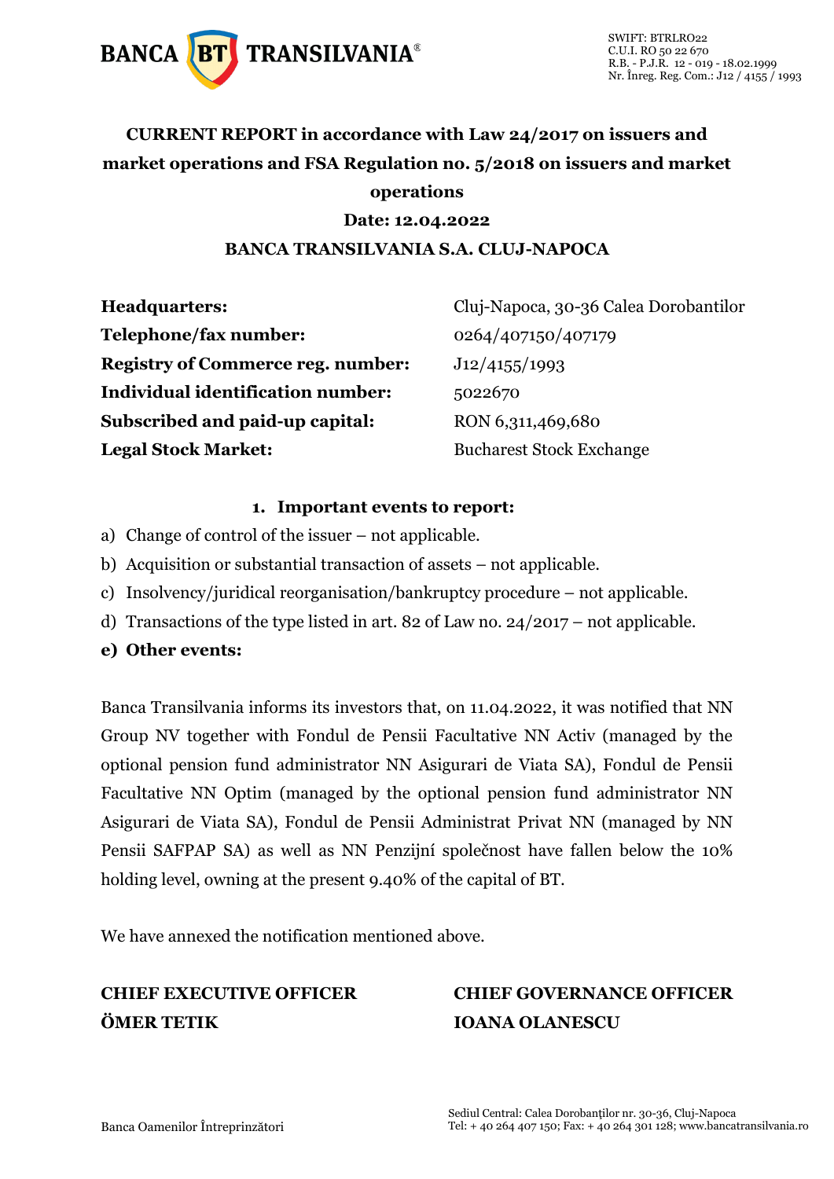SWIFT: BTRLRO22
C.U.I. RO 50 22 670
R.B. - P.J.R. 12 - 019 - 18.02.1999
Nr. Înreg. Reg. Com.: J12 / 4155 / 1993

# CURRENT REPORT in accordance with Law 24/2017 on issuers and market operations and FSA Regulation no. 5/2018 on issuers and market operations

**Date: 12.04.2022**

**BANCA TRANSILVANIA S.A. CLUJ-NAPOCA**

| | |
|---|---|
| **Headquarters:** | Cluj-Napoca, 30-36 Calea Dorobantilor |
| **Telephone/fax number:** | 0264/407150/407179 |
| **Registry of Commerce reg. number:** | J12/4155/1993 |
| **Individual identification number:** | 5022670 |
| **Subscribed and paid-up capital:** | RON 6,311,469,680 |
| **Legal Stock Market:** | Bucharest Stock Exchange |

1. **Important events to report:**

a) Change of control of the issuer – not applicable.

b) Acquisition or substantial transaction of assets – not applicable.

c) Insolvency/juridical reorganisation/bankruptcy procedure – not applicable.

d) Transactions of the type listed in art. 82 of Law no. 24/2017 – not applicable.

**e) Other events:**

Banca Transilvania informs its investors that, on 11.04.2022, it was notified that NN Group NV together with Fondul de Pensii Facultative NN Activ (managed by the optional pension fund administrator NN Asigurari de Viata SA), Fondul de Pensii Facultative NN Optim (managed by the optional pension fund administrator NN Asigurari de Viata SA), Fondul de Pensii Administrat Privat NN (managed by NN Pensii SAFPAP SA) as well as NN Penzijní společnost have fallen below the 10% holding level, owning at the present 9.40% of the capital of BT.

We have annexed the notification mentioned above.

**CHIEF EXECUTIVE OFFICER**
**ÖMER TETIK**

**CHIEF GOVERNANCE OFFICER**
**IOANA OLANESCU**

Banca Oamenilor Întreprinzători

Sediul Central: Calea Dorobanţilor nr. 30-36, Cluj-Napoca
Tel: + 40 264 407 150; Fax: + 40 264 301 128; www.bancatransilvania.ro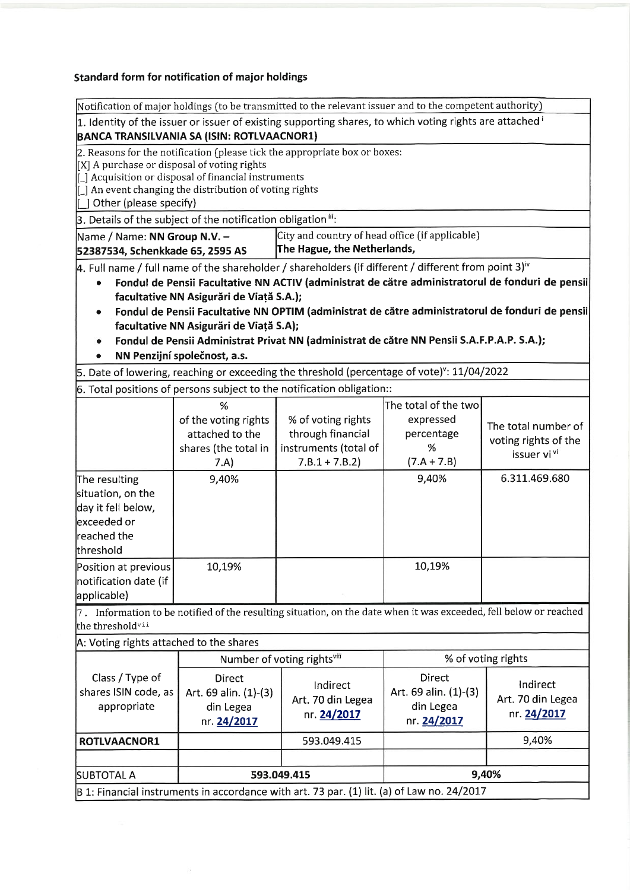## Standard form for notification of major holdings

Notification of major holdings (to be transmitted to the relevant issuer and to the competent authority)

1. Identity of the issuer or issuer of existing supporting shares, to which voting rights are attached [i]

**BANCA TRANSILVANIA SA (ISIN: ROTLVAACNOR1)**

2. Reasons for the notification (please tick the appropriate box or boxes:

[X] A purchase or disposal of voting rights

[_] Acquisition or disposal of financial instruments

[_] An event changing the distribution of voting rights

[_] Other (please specify)

3. Details of the subject of the notification obligation [iii]:

| Name / Name: **NN Group N.V. – 52387534, Schenkkade 65, 2595 AS** | City and country of head office (if applicable) **The Hague, the Netherlands,** |
|---|---|

4. Full name / full name of the shareholder / shareholders (if different / different from point 3) [iv]

- **Fondul de Pensii Facultative NN ACTIV (administrat de către administratorul de fonduri de pensii facultative NN Asigurări de Viață S.A.);**
- **Fondul de Pensii Facultative NN OPTIM (administrat de către administratorul de fonduri de pensii facultative NN Asigurări de Viață S.A);**
- **Fondul de Pensii Administrat Privat NN (administrat de către NN Pensii S.A.F.P.A.P. S.A.);**
- **NN Penzijní společnost, a.s.**

5. Date of lowering, reaching or exceeding the threshold (percentage of vote) [v]: 11/04/2022

6. Total positions of persons subject to the notification obligation::

| | % of the voting rights attached to the shares (the total in 7.A) | % of voting rights through financial instruments (total of 7.B.1 + 7.B.2) | The total of the two expressed percentage % (7.A + 7.B) | The total number of voting rights of the issuer vi [vi] |
|---|---|---|---|---|
| The resulting situation, on the day it fell below, exceeded or reached the threshold | 9,40% | | 9,40% | 6.311.469.680 |
| Position at previous notification date (if applicable) | 10,19% | | 10,19% | |

7. Information to be notified of the resulting situation, on the date when it was exceeded, fell below or reached the threshold [vii]

A: Voting rights attached to the shares

| Class / Type of shares ISIN code, as appropriate | Number of voting rights [viii] | | % of voting rights | |
|---|---|---|---|---|
| | Direct Art. 69 alin. (1)-(3) din Legea nr. 24/2017 | Indirect Art. 70 din Legea nr. 24/2017 | Direct Art. 69 alin. (1)-(3) din Legea nr. 24/2017 | Indirect Art. 70 din Legea nr. 24/2017 |
| **ROTLVAACNOR1** | | 593.049.415 | | 9,40% |
| | | | | |
| SUBTOTAL A | **593.049.415** | | **9,40%** | |

B 1: Financial instruments in accordance with art. 73 par. (1) lit. (a) of Law no. 24/2017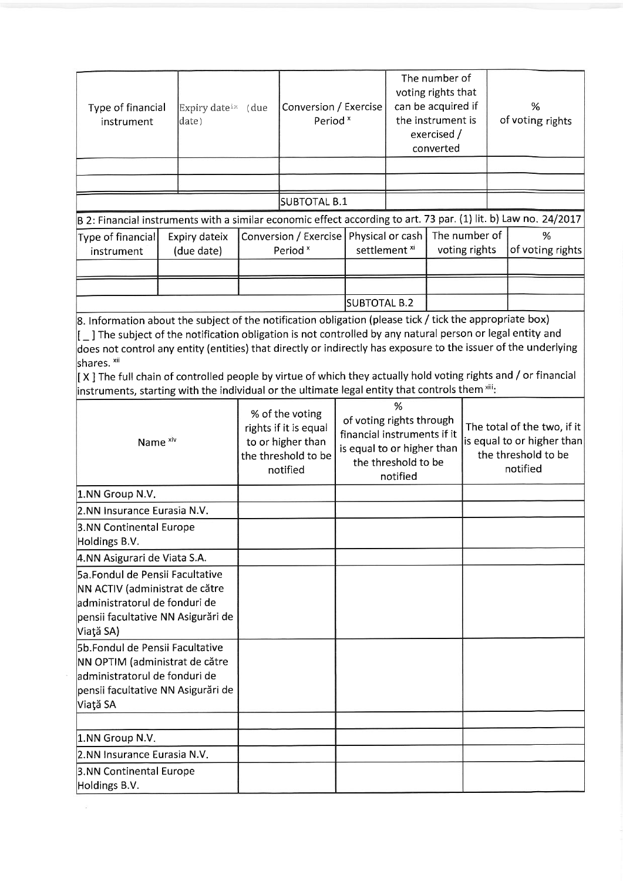| Type of financial instrument | Expiry date[ix] (due date) | Conversion / Exercise Period [x] | The number of voting rights that can be acquired if the instrument is exercised / converted | % of voting rights |
|---|---|---|---|---|
| | | | | |
| | | | | |
| | | SUBTOTAL B.1 | | |

B 2: Financial instruments with a similar economic effect according to art. 73 par. (1) lit. b) Law no. 24/2017

| Type of financial instrument | Expiry dateix (due date) | Conversion / Exercise Period [x] | Physical or cash settlement [xi] | The number of voting rights | % of voting rights |
|---|---|---|---|---|---|
| | | | | | |
| | | | | | |
| | | | SUBTOTAL B.2 | | |

8. Information about the subject of the notification obligation (please tick / tick the appropriate box)

[ _ ] The subject of the notification obligation is not controlled by any natural person or legal entity and does not control any entity (entities) that directly or indirectly has exposure to the issuer of the underlying shares. [xii]

[ X ] The full chain of controlled people by virtue of which they actually hold voting rights and / or financial instruments, starting with the individual or the ultimate legal entity that controls them [xiii]:

| Name [xiv] | % of the voting rights if it is equal to or higher than the threshold to be notified | % of voting rights through financial instruments if it is equal to or higher than the threshold to be notified | The total of the two, if it is equal to or higher than the threshold to be notified |
|---|---|---|---|
| 1.NN Group N.V. | | | |
| 2.NN Insurance Eurasia N.V. | | | |
| 3.NN Continental Europe Holdings B.V. | | | |
| 4.NN Asigurari de Viata S.A. | | | |
| 5a.Fondul de Pensii Facultative NN ACTIV (administrat de către administratorul de fonduri de pensii facultative NN Asigurări de Viaţă SA) | | | |
| 5b.Fondul de Pensii Facultative NN OPTIM (administrat de către administratorul de fonduri de pensii facultative NN Asigurări de Viaţă SA | | | |
| | | | |
| 1.NN Group N.V. | | | |
| 2.NN Insurance Eurasia N.V. | | | |
| 3.NN Continental Europe Holdings B.V. | | | |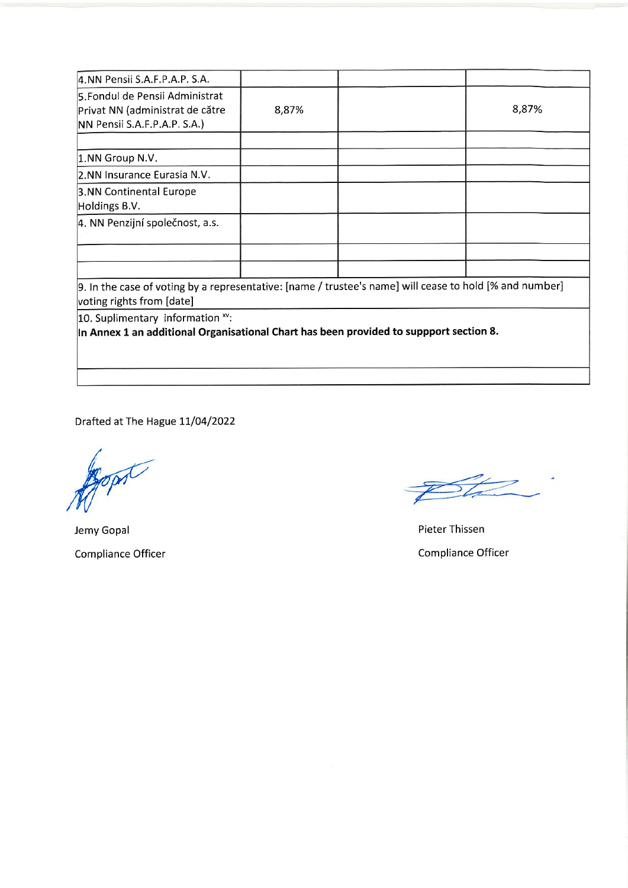| | | | |
|---|---|---|---|
| 4.NN Pensii S.A.F.P.A.P. S.A. | | | |
| 5.Fondul de Pensii Administrat Privat NN (administrat de către NN Pensii S.A.F.P.A.P. S.A.) | 8,87% | | 8,87% |
| | | | |
| 1.NN Group N.V. | | | |
| 2.NN Insurance Eurasia N.V. | | | |
| 3.NN Continental Europe Holdings B.V. | | | |
| 4. NN Penzijní společnost, a.s. | | | |
| | | | |
| | | | |

| |
|---|
| 9. In the case of voting by a representative: [name / trustee's name] will cease to hold [% and number] voting rights from [date] |
| 10. Suplimentary information [xv]: **In Annex 1 an additional Organisational Chart has been provided to suppport section 8.** |
| |

Drafted at The Hague 11/04/2022

Jemy Gopal
Compliance Officer

Pieter Thissen
Compliance Officer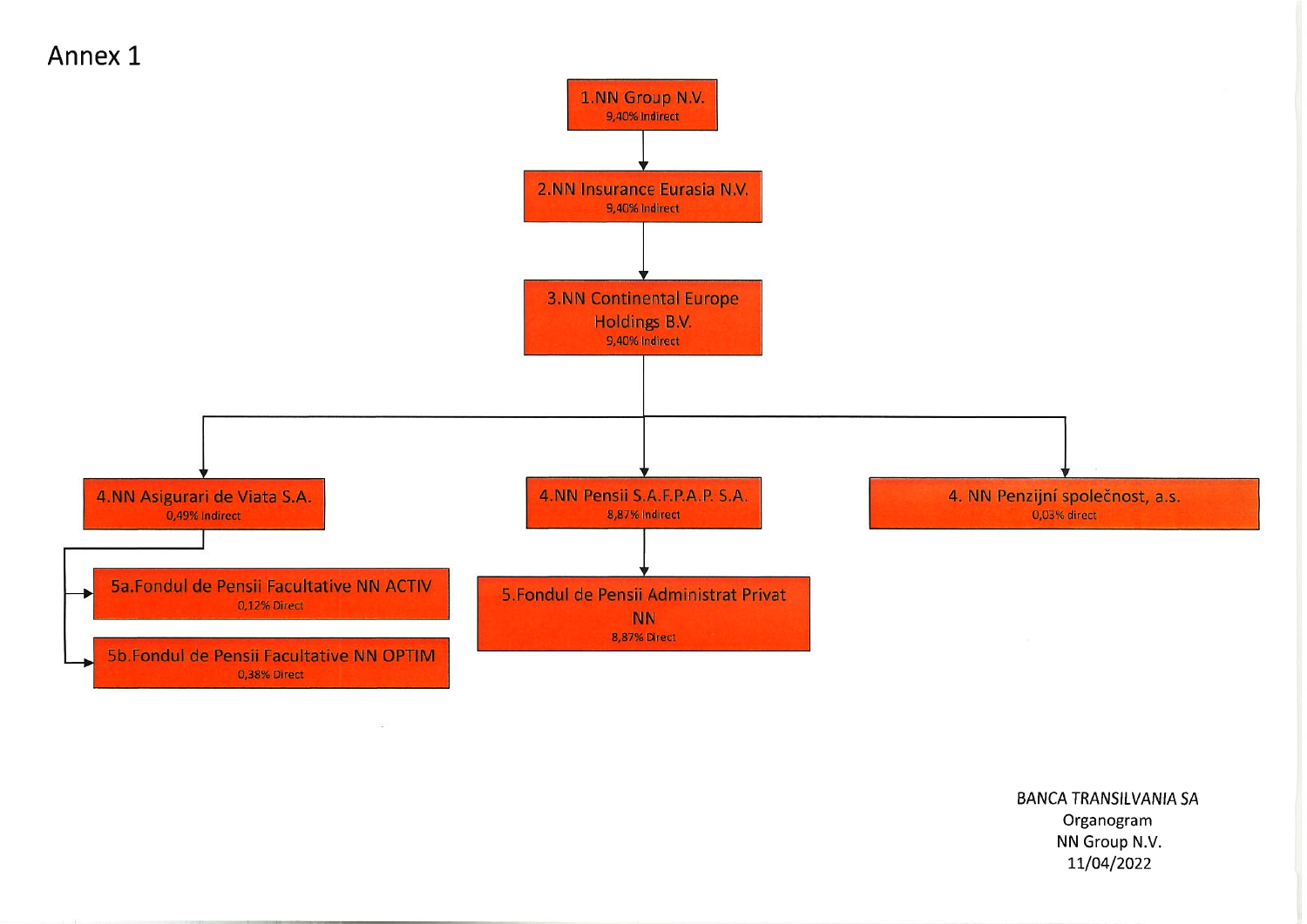# Annex 1

1.NN Group N.V.
9,40% Indirect

2.NN Insurance Eurasia N.V.
9,40% Indirect

3.NN Continental Europe Holdings B.V.
9,40% Indirect

4.NN Asigurari de Viata S.A.
0,49% Indirect

4.NN Pensii S.A.F.P.A.P. S.A.
8,87% Indirect

4. NN Penzijní společnost, a.s.
0,03% direct

5a.Fondul de Pensii Facultative NN ACTIV
0,12% Direct

5b.Fondul de Pensii Facultative NN OPTIM
0,38% Direct

5.Fondul de Pensii Administrat Privat NN
8,87% Direct

BANCA TRANSILVANIA SA
Organogram
NN Group N.V.
11/04/2022